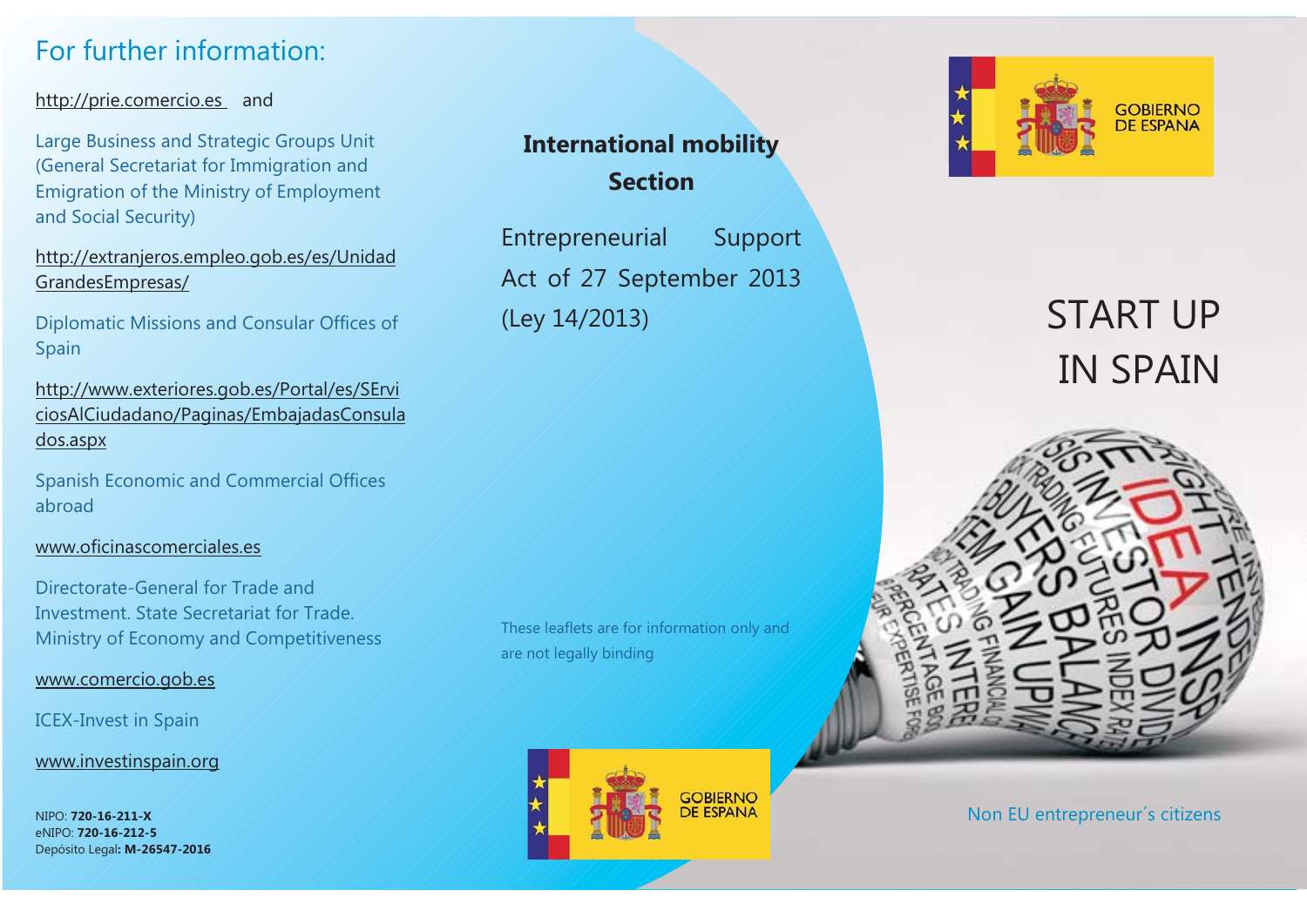## For further information:

http://prie.comercio.es and

Large Business and Strategic Groups Unit (General Secretariat for Immigration and Emigration of the Ministry of Employment and Social Security)

http://extranjeros.empleo.gob.es/es/UnidadGrandesEmpresas/

Diplomatic Missions and Consular Offices of Spain

http://www.exteriores.gob.es/Portal/es/SErviciosAlCiudadano/Paginas/EmbajadasConsulados.aspx

Spanish Economic and Commercial Offices abroad

www.oficinascomerciales.es

Directorate-General for Trade and Investment. State Secretariat for Trade. Ministry of Economy and Competitiveness

www.comercio.gob.es

ICEX-Invest in Spain

www.investinspain.org

NIPO: **720-16-211-X**
eNIPO: **720-16-212-5**
Depósito Legal**: M-26547-2016**

**International mobility Section**

Entrepreneurial Support Act of 27 September 2013 (Ley 14/2013)

These leaflets are for information only and are not legally binding

GOBIERNO DE ESPANA

GOBIERNO DE ESPANA

# START UP IN SPAIN

Non EU entrepreneur´s citizens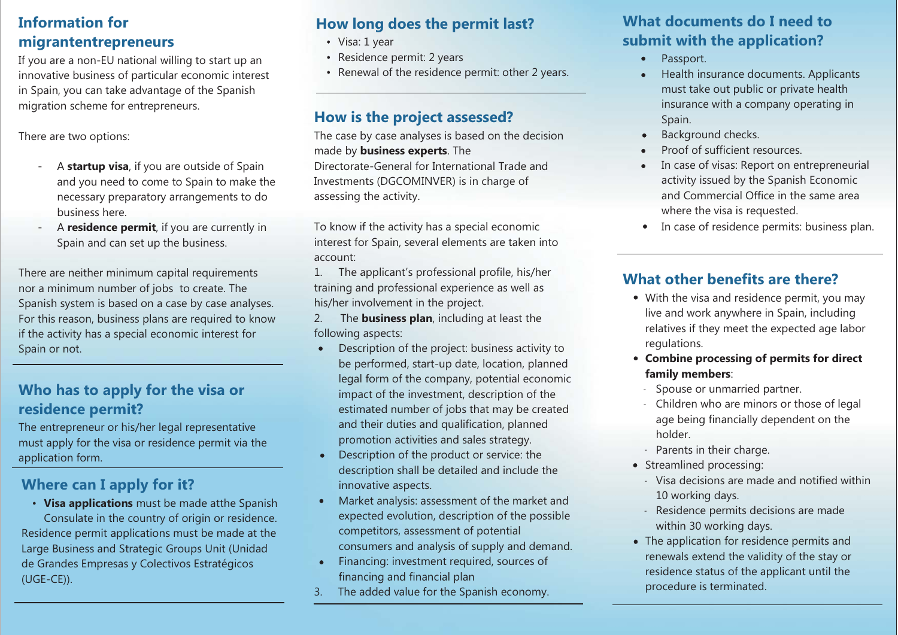## Information for migrantentrepreneurs

If you are a non-EU national willing to start up an innovative business of particular economic interest in Spain, you can take advantage of the Spanish migration scheme for entrepreneurs.

There are two options:

- A **startup visa**, if you are outside of Spain and you need to come to Spain to make the necessary preparatory arrangements to do business here.
- A **residence permit**, if you are currently in Spain and can set up the business.

There are neither minimum capital requirements nor a minimum number of jobs to create. The Spanish system is based on a case by case analyses. For this reason, business plans are required to know if the activity has a special economic interest for Spain or not.

## Who has to apply for the visa or residence permit?

The entrepreneur or his/her legal representative must apply for the visa or residence permit via the application form.

## Where can I apply for it?

- **Visa applications** must be made atthe Spanish Consulate in the country of origin or residence.

Residence permit applications must be made at the Large Business and Strategic Groups Unit (Unidad de Grandes Empresas y Colectivos Estratégicos (UGE-CE)).

## How long does the permit last?

- Visa: 1 year
- Residence permit: 2 years
- Renewal of the residence permit: other 2 years.

## How is the project assessed?

The case by case analyses is based on the decision made by **business experts**. The Directorate-General for International Trade and Investments (DGCOMINVER) is in charge of assessing the activity.

To know if the activity has a special economic interest for Spain, several elements are taken into account:

1. The applicant's professional profile, his/her training and professional experience as well as his/her involvement in the project.
2. The **business plan**, including at least the following aspects:
   - Description of the project: business activity to be performed, start-up date, location, planned legal form of the company, potential economic impact of the investment, description of the estimated number of jobs that may be created and their duties and qualification, planned promotion activities and sales strategy.
   - Description of the product or service: the description shall be detailed and include the innovative aspects.
   - Market analysis: assessment of the market and expected evolution, description of the possible competitors, assessment of potential consumers and analysis of supply and demand.
   - Financing: investment required, sources of financing and financial plan
3. The added value for the Spanish economy.

## What documents do I need to submit with the application?

- Passport.
- Health insurance documents. Applicants must take out public or private health insurance with a company operating in Spain.
- Background checks.
- Proof of sufficient resources.
- In case of visas: Report on entrepreneurial activity issued by the Spanish Economic and Commercial Office in the same area where the visa is requested.
- In case of residence permits: business plan.

## What other benefits are there?

- With the visa and residence permit, you may live and work anywhere in Spain, including relatives if they meet the expected age labor regulations.
- **Combine processing of permits for direct family members**:
  - Spouse or unmarried partner.
  - Children who are minors or those of legal age being financially dependent on the holder.
  - Parents in their charge.
- Streamlined processing:
  - Visa decisions are made and notified within 10 working days.
  - Residence permits decisions are made within 30 working days.
- The application for residence permits and renewals extend the validity of the stay or residence status of the applicant until the procedure is terminated.